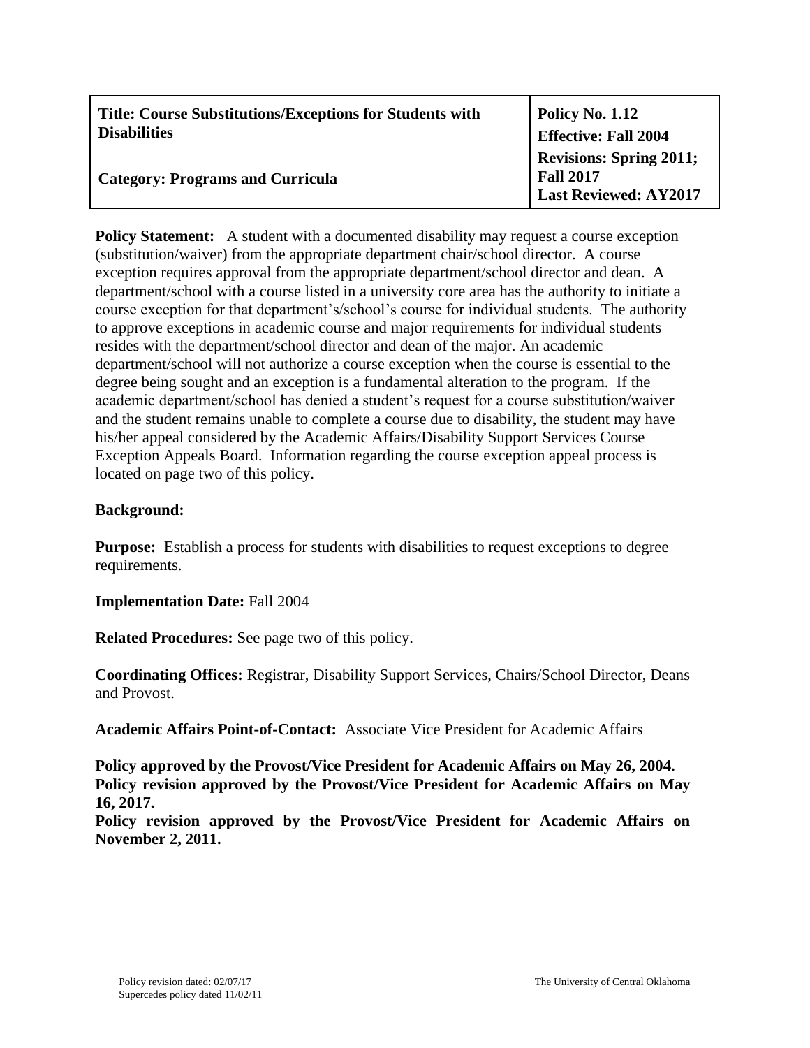| Title: Course Substitutions/Exceptions for Students with Disabilities | Policy No. 1.12<br>Effective: Fall 2004 |
| --- | --- |
| Category: Programs and Curricula | Revisions: Spring 2011; Fall 2017<br>Last Reviewed: AY2017 |

**Policy Statement:** A student with a documented disability may request a course exception (substitution/waiver) from the appropriate department chair/school director. A course exception requires approval from the appropriate department/school director and dean. A department/school with a course listed in a university core area has the authority to initiate a course exception for that department's/school's course for individual students. The authority to approve exceptions in academic course and major requirements for individual students resides with the department/school director and dean of the major. An academic department/school will not authorize a course exception when the course is essential to the degree being sought and an exception is a fundamental alteration to the program. If the academic department/school has denied a student's request for a course substitution/waiver and the student remains unable to complete a course due to disability, the student may have his/her appeal considered by the Academic Affairs/Disability Support Services Course Exception Appeals Board. Information regarding the course exception appeal process is located on page two of this policy.

**Background:**

**Purpose:** Establish a process for students with disabilities to request exceptions to degree requirements.

**Implementation Date:** Fall 2004

**Related Procedures:** See page two of this policy.

**Coordinating Offices:** Registrar, Disability Support Services, Chairs/School Director, Deans and Provost.

**Academic Affairs Point-of-Contact:** Associate Vice President for Academic Affairs

**Policy approved by the Provost/Vice President for Academic Affairs on May 26, 2004.**
**Policy revision approved by the Provost/Vice President for Academic Affairs on May 16, 2017.**
**Policy revision approved by the Provost/Vice President for Academic Affairs on November 2, 2011.**

Policy revision dated: 02/07/17
Supercedes policy dated 11/02/11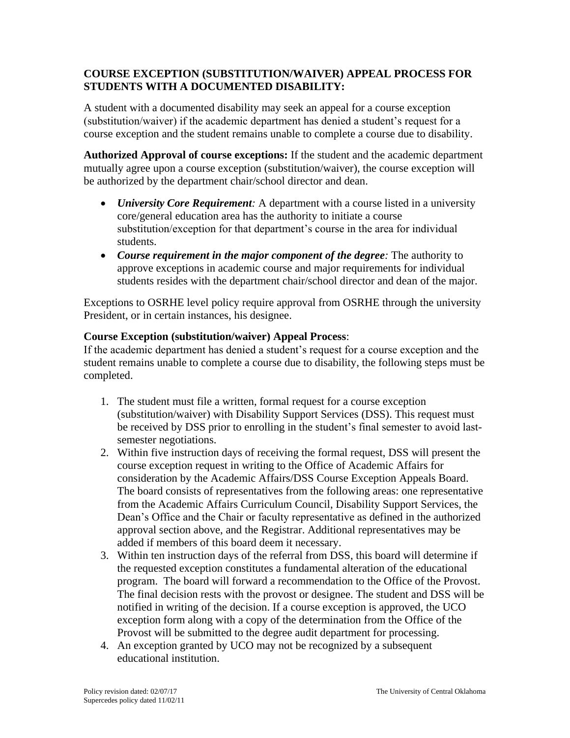## COURSE EXCEPTION (SUBSTITUTION/WAIVER) APPEAL PROCESS FOR STUDENTS WITH A DOCUMENTED DISABILITY:

A student with a documented disability may seek an appeal for a course exception (substitution/waiver) if the academic department has denied a student's request for a course exception and the student remains unable to complete a course due to disability.

**Authorized Approval of course exceptions:** If the student and the academic department mutually agree upon a course exception (substitution/waiver), the course exception will be authorized by the department chair/school director and dean.

- ***University Core Requirement:*** A department with a course listed in a university core/general education area has the authority to initiate a course substitution/exception for that department's course in the area for individual students.
- ***Course requirement in the major component of the degree:*** The authority to approve exceptions in academic course and major requirements for individual students resides with the department chair/school director and dean of the major.

Exceptions to OSRHE level policy require approval from OSRHE through the university President, or in certain instances, his designee.

**Course Exception (substitution/waiver) Appeal Process**:
If the academic department has denied a student's request for a course exception and the student remains unable to complete a course due to disability, the following steps must be completed.

1. The student must file a written, formal request for a course exception (substitution/waiver) with Disability Support Services (DSS). This request must be received by DSS prior to enrolling in the student's final semester to avoid last-semester negotiations.
2. Within five instruction days of receiving the formal request, DSS will present the course exception request in writing to the Office of Academic Affairs for consideration by the Academic Affairs/DSS Course Exception Appeals Board. The board consists of representatives from the following areas: one representative from the Academic Affairs Curriculum Council, Disability Support Services, the Dean's Office and the Chair or faculty representative as defined in the authorized approval section above, and the Registrar. Additional representatives may be added if members of this board deem it necessary.
3. Within ten instruction days of the referral from DSS, this board will determine if the requested exception constitutes a fundamental alteration of the educational program. The board will forward a recommendation to the Office of the Provost. The final decision rests with the provost or designee. The student and DSS will be notified in writing of the decision. If a course exception is approved, the UCO exception form along with a copy of the determination from the Office of the Provost will be submitted to the degree audit department for processing.
4. An exception granted by UCO may not be recognized by a subsequent educational institution.

Policy revision dated: 02/07/17
Supercedes policy dated 11/02/11

The University of Central Oklahoma